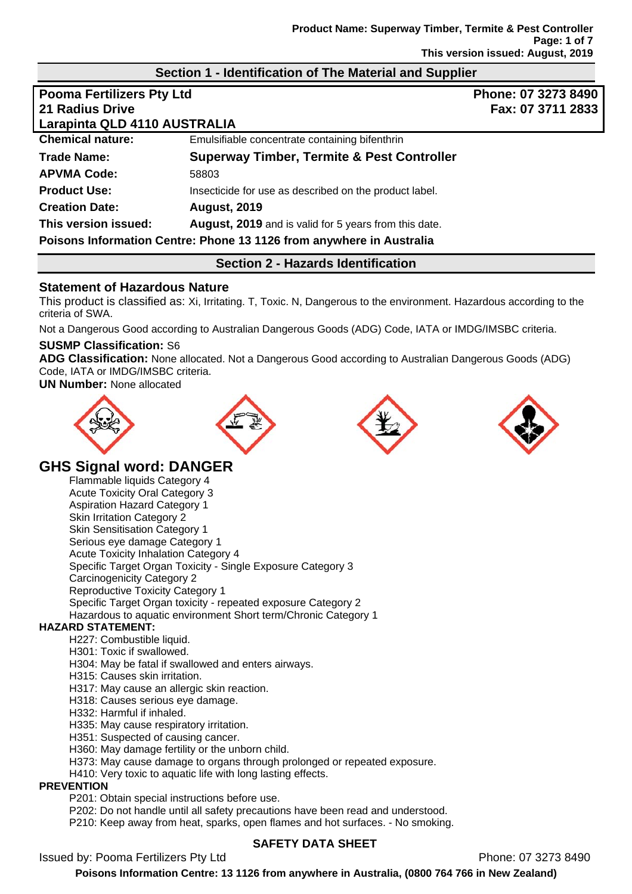## Section 1 - Identification of The Material and Supplier

**Pooma Fertilizers Pty Ltd**
**21 Radius Drive**
**Larapinta QLD 4110 AUSTRALIA**

**Phone: 07 3273 8490**
**Fax: 07 3711 2833**

| | |
|---|---|
| **Chemical nature:** | Emulsifiable concentrate containing bifenthrin |
| **Trade Name:** | **Superway Timber, Termite & Pest Controller** |
| **APVMA Code:** | 58803 |
| **Product Use:** | Insecticide for use as described on the product label. |
| **Creation Date:** | **August, 2019** |
| **This version issued:** | **August, 2019** and is valid for 5 years from this date. |

**Poisons Information Centre: Phone 13 1126 from anywhere in Australia**

## Section 2 - Hazards Identification

### Statement of Hazardous Nature

This product is classified as: Xi, Irritating. T, Toxic. N, Dangerous to the environment. Hazardous according to the criteria of SWA.

Not a Dangerous Good according to Australian Dangerous Goods (ADG) Code, IATA or IMDG/IMSBC criteria.

**SUSMP Classification:** S6

**ADG Classification:** None allocated. Not a Dangerous Good according to Australian Dangerous Goods (ADG) Code, IATA or IMDG/IMSBC criteria.

**UN Number:** None allocated

## GHS Signal word: DANGER

- Flammable liquids Category 4
- Acute Toxicity Oral Category 3
- Aspiration Hazard Category 1
- Skin Irritation Category 2
- Skin Sensitisation Category 1
- Serious eye damage Category 1
- Acute Toxicity Inhalation Category 4
- Specific Target Organ Toxicity - Single Exposure Category 3
- Carcinogenicity Category 2
- Reproductive Toxicity Category 1
- Specific Target Organ toxicity - repeated exposure Category 2
- Hazardous to aquatic environment Short term/Chronic Category 1

**HAZARD STATEMENT:**

- H227: Combustible liquid.
- H301: Toxic if swallowed.
- H304: May be fatal if swallowed and enters airways.
- H315: Causes skin irritation.
- H317: May cause an allergic skin reaction.
- H318: Causes serious eye damage.
- H332: Harmful if inhaled.
- H335: May cause respiratory irritation.
- H351: Suspected of causing cancer.
- H360: May damage fertility or the unborn child.
- H373: May cause damage to organs through prolonged or repeated exposure.
- H410: Very toxic to aquatic life with long lasting effects.

**PREVENTION**

- P201: Obtain special instructions before use.
- P202: Do not handle until all safety precautions have been read and understood.
- P210: Keep away from heat, sparks, open flames and hot surfaces. - No smoking.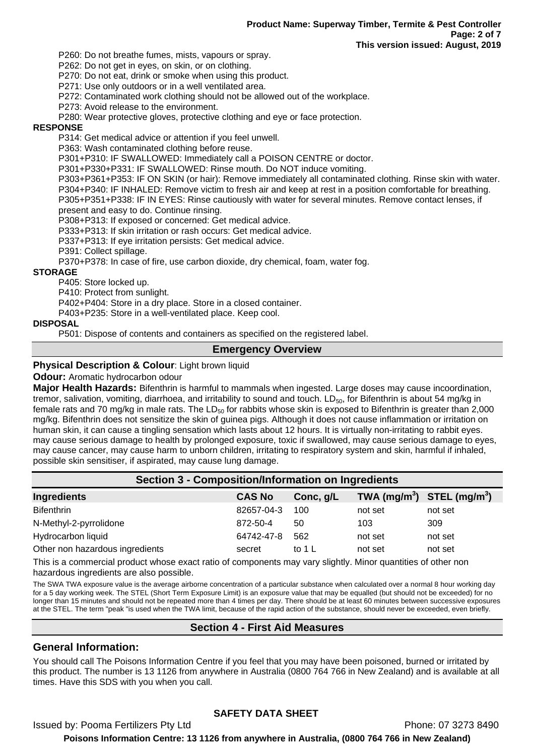P260: Do not breathe fumes, mists, vapours or spray.
P262: Do not get in eyes, on skin, or on clothing.
P270: Do not eat, drink or smoke when using this product.
P271: Use only outdoors or in a well ventilated area.
P272: Contaminated work clothing should not be allowed out of the workplace.
P273: Avoid release to the environment.
P280: Wear protective gloves, protective clothing and eye or face protection.

**RESPONSE**

P314: Get medical advice or attention if you feel unwell.
P363: Wash contaminated clothing before reuse.
P301+P310: IF SWALLOWED: Immediately call a POISON CENTRE or doctor.
P301+P330+P331: IF SWALLOWED: Rinse mouth. Do NOT induce vomiting.
P303+P361+P353: IF ON SKIN (or hair): Remove immediately all contaminated clothing. Rinse skin with water.
P304+P340: IF INHALED: Remove victim to fresh air and keep at rest in a position comfortable for breathing.
P305+P351+P338: IF IN EYES: Rinse cautiously with water for several minutes. Remove contact lenses, if present and easy to do. Continue rinsing.
P308+P313: If exposed or concerned: Get medical advice.
P333+P313: If skin irritation or rash occurs: Get medical advice.
P337+P313: If eye irritation persists: Get medical advice.
P391: Collect spillage.
P370+P378: In case of fire, use carbon dioxide, dry chemical, foam, water fog.

**STORAGE**

P405: Store locked up.
P410: Protect from sunlight.
P402+P404: Store in a dry place. Store in a closed container.
P403+P235: Store in a well-ventilated place. Keep cool.

**DISPOSAL**

P501: Dispose of contents and containers as specified on the registered label.

## Emergency Overview

**Physical Description & Colour**: Light brown liquid

**Odour:** Aromatic hydrocarbon odour

**Major Health Hazards:** Bifenthrin is harmful to mammals when ingested. Large doses may cause incoordination, tremor, salivation, vomiting, diarrhoea, and irritability to sound and touch. $LD_{50}$, for Bifenthrin is about 54 mg/kg in female rats and 70 mg/kg in male rats. The $LD_{50}$ for rabbits whose skin is exposed to Bifenthrin is greater than 2,000 mg/kg. Bifenthrin does not sensitize the skin of guinea pigs. Although it does not cause inflammation or irritation on human skin, it can cause a tingling sensation which lasts about 12 hours. It is virtually non-irritating to rabbit eyes. may cause serious damage to health by prolonged exposure, toxic if swallowed, may cause serious damage to eyes, may cause cancer, may cause harm to unborn children, irritating to respiratory system and skin, harmful if inhaled, possible skin sensitiser, if aspirated, may cause lung damage.

## Section 3 - Composition/Information on Ingredients

| Ingredients | CAS No | Conc, g/L | TWA ($mg/m^3$) | STEL ($mg/m^3$) |
|---|---|---|---|---|
| Bifenthrin | 82657-04-3 | 100 | not set | not set |
| N-Methyl-2-pyrrolidone | 872-50-4 | 50 | 103 | 309 |
| Hydrocarbon liquid | 64742-47-8 | 562 | not set | not set |
| Other non hazardous ingredients | secret | to 1 L | not set | not set |

This is a commercial product whose exact ratio of components may vary slightly. Minor quantities of other non hazardous ingredients are also possible.

The SWA TWA exposure value is the average airborne concentration of a particular substance when calculated over a normal 8 hour working day for a 5 day working week. The STEL (Short Term Exposure Limit) is an exposure value that may be equalled (but should not be exceeded) for no longer than 15 minutes and should not be repeated more than 4 times per day. There should be at least 60 minutes between successive exposures at the STEL. The term "peak "is used when the TWA limit, because of the rapid action of the substance, should never be exceeded, even briefly.

## Section 4 - First Aid Measures

### General Information:

You should call The Poisons Information Centre if you feel that you may have been poisoned, burned or irritated by this product. The number is 13 1126 from anywhere in Australia (0800 764 766 in New Zealand) and is available at all times. Have this SDS with you when you call.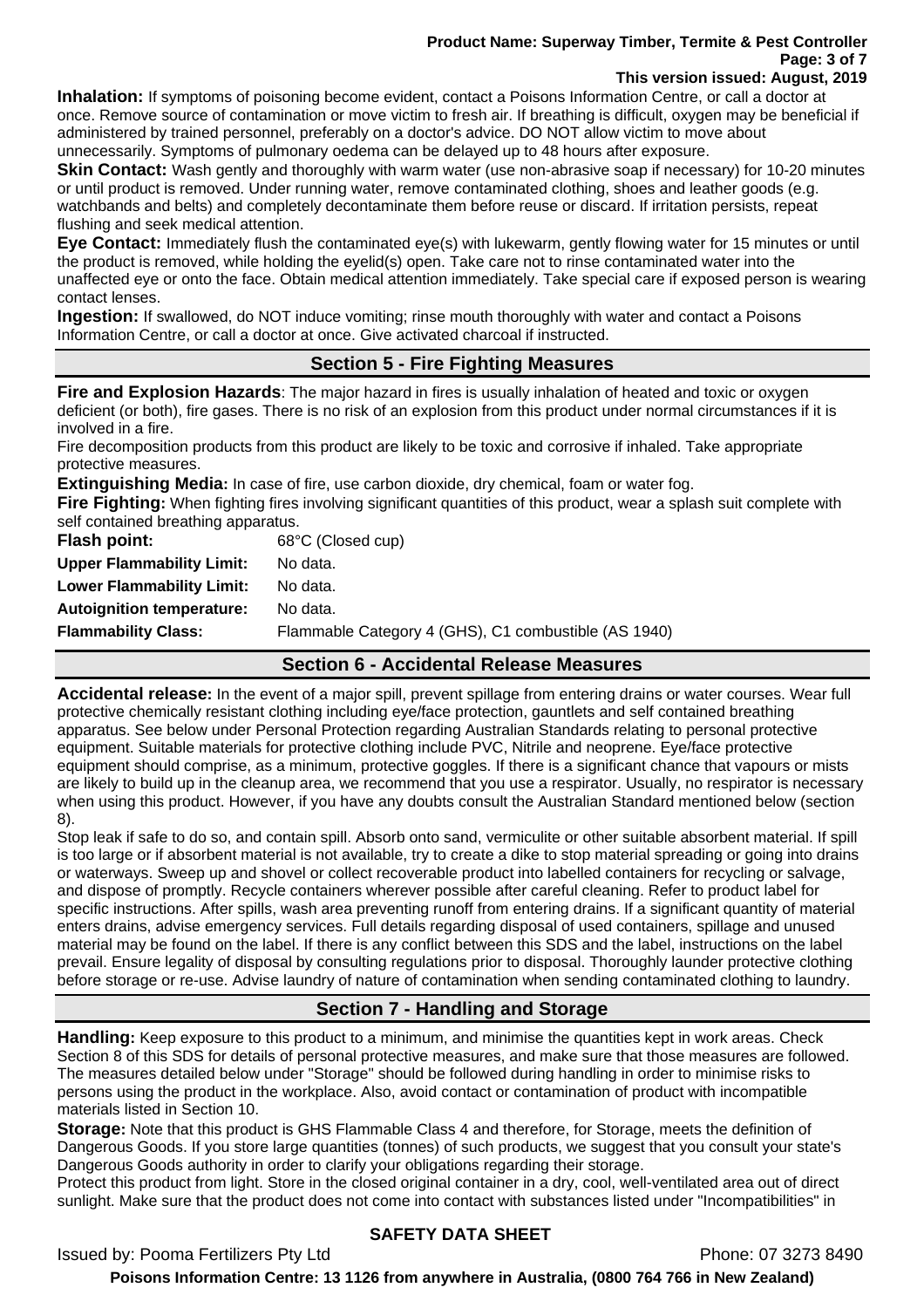**Inhalation:** If symptoms of poisoning become evident, contact a Poisons Information Centre, or call a doctor at once. Remove source of contamination or move victim to fresh air. If breathing is difficult, oxygen may be beneficial if administered by trained personnel, preferably on a doctor's advice. DO NOT allow victim to move about unnecessarily. Symptoms of pulmonary oedema can be delayed up to 48 hours after exposure.

**Skin Contact:** Wash gently and thoroughly with warm water (use non-abrasive soap if necessary) for 10-20 minutes or until product is removed. Under running water, remove contaminated clothing, shoes and leather goods (e.g. watchbands and belts) and completely decontaminate them before reuse or discard. If irritation persists, repeat flushing and seek medical attention.

**Eye Contact:** Immediately flush the contaminated eye(s) with lukewarm, gently flowing water for 15 minutes or until the product is removed, while holding the eyelid(s) open. Take care not to rinse contaminated water into the unaffected eye or onto the face. Obtain medical attention immediately. Take special care if exposed person is wearing contact lenses.

**Ingestion:** If swallowed, do NOT induce vomiting; rinse mouth thoroughly with water and contact a Poisons Information Centre, or call a doctor at once. Give activated charcoal if instructed.

## Section 5 - Fire Fighting Measures

**Fire and Explosion Hazards**: The major hazard in fires is usually inhalation of heated and toxic or oxygen deficient (or both), fire gases. There is no risk of an explosion from this product under normal circumstances if it is involved in a fire.

Fire decomposition products from this product are likely to be toxic and corrosive if inhaled. Take appropriate protective measures.

**Extinguishing Media:** In case of fire, use carbon dioxide, dry chemical, foam or water fog.

**Fire Fighting:** When fighting fires involving significant quantities of this product, wear a splash suit complete with self contained breathing apparatus.

| | |
|---|---|
| **Flash point:** | 68°C (Closed cup) |
| **Upper Flammability Limit:** | No data. |
| **Lower Flammability Limit:** | No data. |
| **Autoignition temperature:** | No data. |
| **Flammability Class:** | Flammable Category 4 (GHS), C1 combustible (AS 1940) |

## Section 6 - Accidental Release Measures

**Accidental release:** In the event of a major spill, prevent spillage from entering drains or water courses. Wear full protective chemically resistant clothing including eye/face protection, gauntlets and self contained breathing apparatus. See below under Personal Protection regarding Australian Standards relating to personal protective equipment. Suitable materials for protective clothing include PVC, Nitrile and neoprene. Eye/face protective equipment should comprise, as a minimum, protective goggles. If there is a significant chance that vapours or mists are likely to build up in the cleanup area, we recommend that you use a respirator. Usually, no respirator is necessary when using this product. However, if you have any doubts consult the Australian Standard mentioned below (section 8).

Stop leak if safe to do so, and contain spill. Absorb onto sand, vermiculite or other suitable absorbent material. If spill is too large or if absorbent material is not available, try to create a dike to stop material spreading or going into drains or waterways. Sweep up and shovel or collect recoverable product into labelled containers for recycling or salvage, and dispose of promptly. Recycle containers wherever possible after careful cleaning. Refer to product label for specific instructions. After spills, wash area preventing runoff from entering drains. If a significant quantity of material enters drains, advise emergency services. Full details regarding disposal of used containers, spillage and unused material may be found on the label. If there is any conflict between this SDS and the label, instructions on the label prevail. Ensure legality of disposal by consulting regulations prior to disposal. Thoroughly launder protective clothing before storage or re-use. Advise laundry of nature of contamination when sending contaminated clothing to laundry.

## Section 7 - Handling and Storage

**Handling:** Keep exposure to this product to a minimum, and minimise the quantities kept in work areas. Check Section 8 of this SDS for details of personal protective measures, and make sure that those measures are followed. The measures detailed below under "Storage" should be followed during handling in order to minimise risks to persons using the product in the workplace. Also, avoid contact or contamination of product with incompatible materials listed in Section 10.

**Storage:** Note that this product is GHS Flammable Class 4 and therefore, for Storage, meets the definition of Dangerous Goods. If you store large quantities (tonnes) of such products, we suggest that you consult your state's Dangerous Goods authority in order to clarify your obligations regarding their storage.

Protect this product from light. Store in the closed original container in a dry, cool, well-ventilated area out of direct sunlight. Make sure that the product does not come into contact with substances listed under "Incompatibilities" in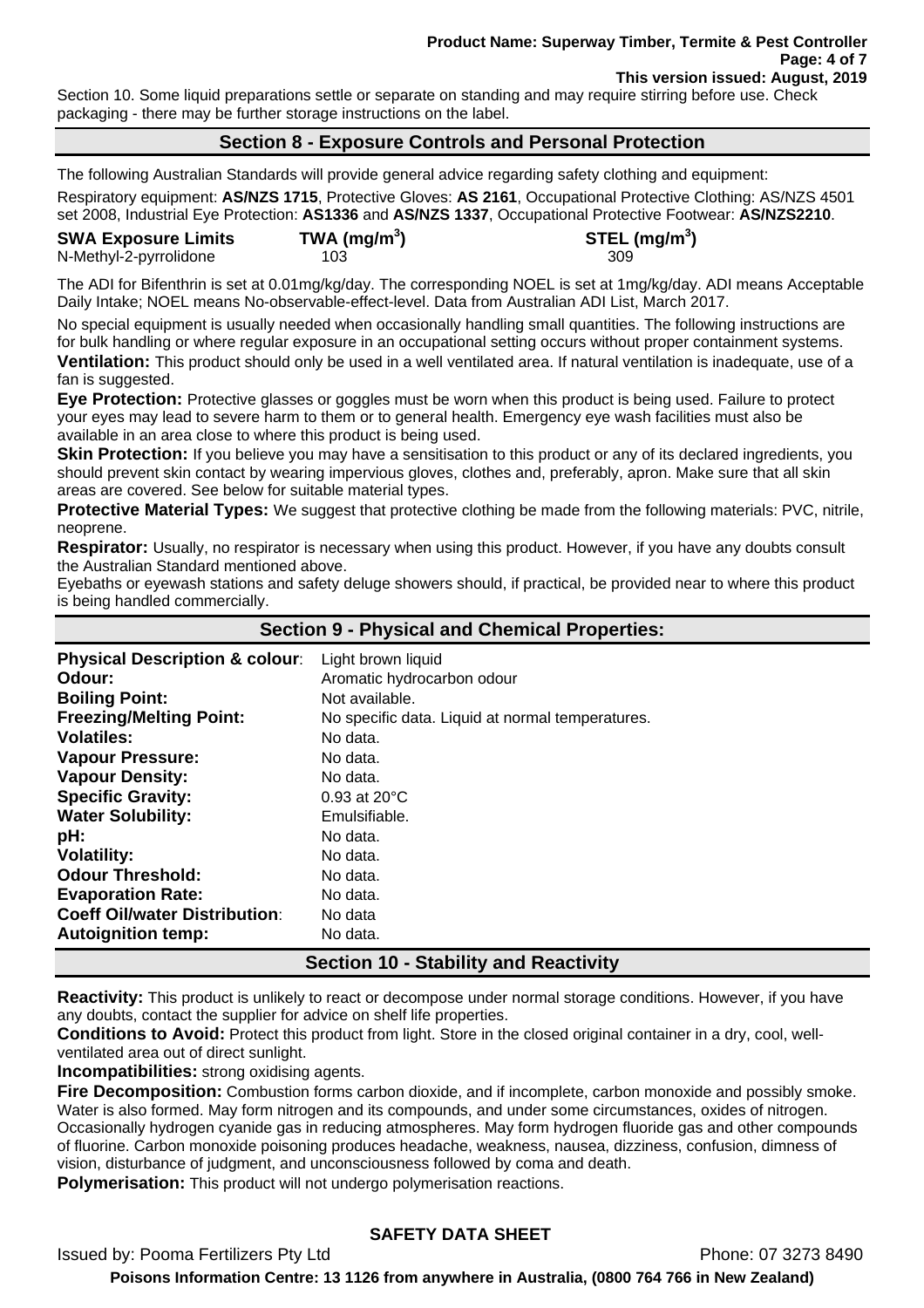Section 10. Some liquid preparations settle or separate on standing and may require stirring before use. Check packaging - there may be further storage instructions on the label.

## Section 8 - Exposure Controls and Personal Protection

The following Australian Standards will provide general advice regarding safety clothing and equipment:

Respiratory equipment: **AS/NZS 1715**, Protective Gloves: **AS 2161**, Occupational Protective Clothing: AS/NZS 4501 set 2008, Industrial Eye Protection: **AS1336** and **AS/NZS 1337**, Occupational Protective Footwear: **AS/NZS2210**.

| SWA Exposure Limits | TWA ($mg/m^3$) | STEL ($mg/m^3$) |
|---|---|---|
| N-Methyl-2-pyrrolidone | 103 | 309 |

The ADI for Bifenthrin is set at 0.01mg/kg/day. The corresponding NOEL is set at 1mg/kg/day. ADI means Acceptable Daily Intake; NOEL means No-observable-effect-level. Data from Australian ADI List, March 2017.

No special equipment is usually needed when occasionally handling small quantities. The following instructions are for bulk handling or where regular exposure in an occupational setting occurs without proper containment systems.

**Ventilation:** This product should only be used in a well ventilated area. If natural ventilation is inadequate, use of a fan is suggested.

**Eye Protection:** Protective glasses or goggles must be worn when this product is being used. Failure to protect your eyes may lead to severe harm to them or to general health. Emergency eye wash facilities must also be available in an area close to where this product is being used.

**Skin Protection:** If you believe you may have a sensitisation to this product or any of its declared ingredients, you should prevent skin contact by wearing impervious gloves, clothes and, preferably, apron. Make sure that all skin areas are covered. See below for suitable material types.

**Protective Material Types:** We suggest that protective clothing be made from the following materials: PVC, nitrile, neoprene.

**Respirator:** Usually, no respirator is necessary when using this product. However, if you have any doubts consult the Australian Standard mentioned above.

Eyebaths or eyewash stations and safety deluge showers should, if practical, be provided near to where this product is being handled commercially.

## Section 9 - Physical and Chemical Properties:

| | |
|---|---|
| **Physical Description & colour**: | Light brown liquid |
| **Odour:** | Aromatic hydrocarbon odour |
| **Boiling Point:** | Not available. |
| **Freezing/Melting Point:** | No specific data. Liquid at normal temperatures. |
| **Volatiles:** | No data. |
| **Vapour Pressure:** | No data. |
| **Vapour Density:** | No data. |
| **Specific Gravity:** | 0.93 at 20°C |
| **Water Solubility:** | Emulsifiable. |
| **pH:** | No data. |
| **Volatility:** | No data. |
| **Odour Threshold:** | No data. |
| **Evaporation Rate:** | No data. |
| **Coeff Oil/water Distribution**: | No data |
| **Autoignition temp:** | No data. |

## Section 10 - Stability and Reactivity

**Reactivity:** This product is unlikely to react or decompose under normal storage conditions. However, if you have any doubts, contact the supplier for advice on shelf life properties.

**Conditions to Avoid:** Protect this product from light. Store in the closed original container in a dry, cool, well-ventilated area out of direct sunlight.

**Incompatibilities:** strong oxidising agents.

**Fire Decomposition:** Combustion forms carbon dioxide, and if incomplete, carbon monoxide and possibly smoke. Water is also formed. May form nitrogen and its compounds, and under some circumstances, oxides of nitrogen. Occasionally hydrogen cyanide gas in reducing atmospheres. May form hydrogen fluoride gas and other compounds of fluorine. Carbon monoxide poisoning produces headache, weakness, nausea, dizziness, confusion, dimness of vision, disturbance of judgment, and unconsciousness followed by coma and death.

**Polymerisation:** This product will not undergo polymerisation reactions.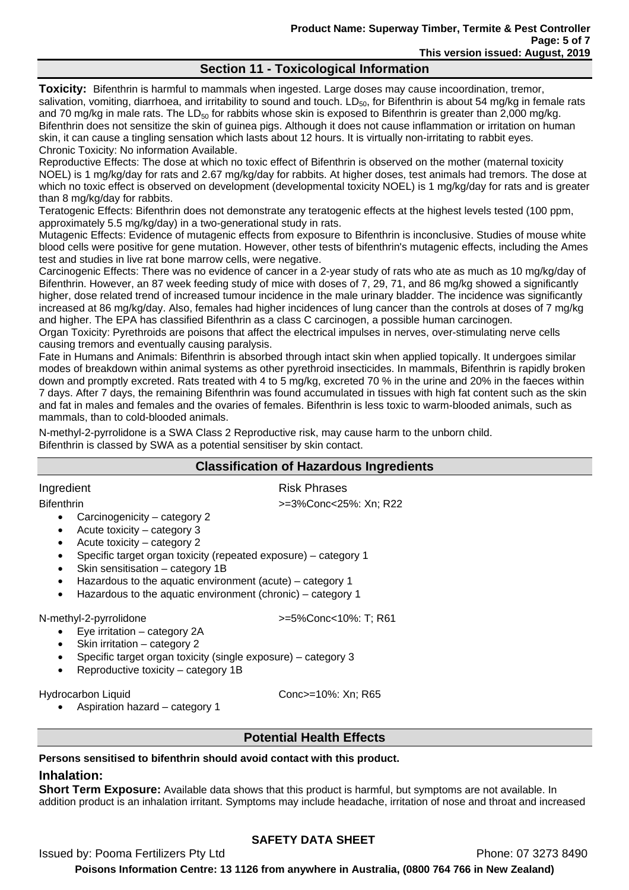## Section 11 - Toxicological Information

**Toxicity:** Bifenthrin is harmful to mammals when ingested. Large doses may cause incoordination, tremor, salivation, vomiting, diarrhoea, and irritability to sound and touch. $LD_{50}$, for Bifenthrin is about 54 mg/kg in female rats and 70 mg/kg in male rats. The $LD_{50}$ for rabbits whose skin is exposed to Bifenthrin is greater than 2,000 mg/kg. Bifenthrin does not sensitize the skin of guinea pigs. Although it does not cause inflammation or irritation on human skin, it can cause a tingling sensation which lasts about 12 hours. It is virtually non-irritating to rabbit eyes.
Chronic Toxicity: No information Available.
Reproductive Effects: The dose at which no toxic effect of Bifenthrin is observed on the mother (maternal toxicity NOEL) is 1 mg/kg/day for rats and 2.67 mg/kg/day for rabbits. At higher doses, test animals had tremors. The dose at which no toxic effect is observed on development (developmental toxicity NOEL) is 1 mg/kg/day for rats and is greater than 8 mg/kg/day for rabbits.
Teratogenic Effects: Bifenthrin does not demonstrate any teratogenic effects at the highest levels tested (100 ppm, approximately 5.5 mg/kg/day) in a two-generational study in rats.
Mutagenic Effects: Evidence of mutagenic effects from exposure to Bifenthrin is inconclusive. Studies of mouse white blood cells were positive for gene mutation. However, other tests of bifenthrin's mutagenic effects, including the Ames test and studies in live rat bone marrow cells, were negative.
Carcinogenic Effects: There was no evidence of cancer in a 2-year study of rats who ate as much as 10 mg/kg/day of Bifenthrin. However, an 87 week feeding study of mice with doses of 7, 29, 71, and 86 mg/kg showed a significantly higher, dose related trend of increased tumour incidence in the male urinary bladder. The incidence was significantly increased at 86 mg/kg/day. Also, females had higher incidences of lung cancer than the controls at doses of 7 mg/kg and higher. The EPA has classified Bifenthrin as a class C carcinogen, a possible human carcinogen.
Organ Toxicity: Pyrethroids are poisons that affect the electrical impulses in nerves, over-stimulating nerve cells causing tremors and eventually causing paralysis.
Fate in Humans and Animals: Bifenthrin is absorbed through intact skin when applied topically. It undergoes similar modes of breakdown within animal systems as other pyrethroid insecticides. In mammals, Bifenthrin is rapidly broken down and promptly excreted. Rats treated with 4 to 5 mg/kg, excreted 70 % in the urine and 20% in the faeces within 7 days. After 7 days, the remaining Bifenthrin was found accumulated in tissues with high fat content such as the skin and fat in males and females and the ovaries of females. Bifenthrin is less toxic to warm-blooded animals, such as mammals, than to cold-blooded animals.

N-methyl-2-pyrrolidone is a SWA Class 2 Reproductive risk, may cause harm to the unborn child.
Bifenthrin is classed by SWA as a potential sensitiser by skin contact.

## Classification of Hazardous Ingredients

| Ingredient | Risk Phrases |
|---|---|
| Bifenthrin | >=3%Conc<25%: Xn; R22 |

- Carcinogenicity – category 2
- Acute toxicity – category 3
- Acute toxicity – category 2
- Specific target organ toxicity (repeated exposure) – category 1
- Skin sensitisation – category 1B
- Hazardous to the aquatic environment (acute) – category 1
- Hazardous to the aquatic environment (chronic) – category 1

| Ingredient | Risk Phrases |
|---|---|
| N-methyl-2-pyrrolidone | >=5%Conc<10%: T; R61 |

- Eye irritation – category 2A
- Skin irritation – category 2
- Specific target organ toxicity (single exposure) – category 3
- Reproductive toxicity – category 1B

| Ingredient | Risk Phrases |
|---|---|
| Hydrocarbon Liquid | Conc>=10%: Xn; R65 |

- Aspiration hazard – category 1

## Potential Health Effects

**Persons sensitised to bifenthrin should avoid contact with this product.**

### Inhalation:

**Short Term Exposure:** Available data shows that this product is harmful, but symptoms are not available. In addition product is an inhalation irritant. Symptoms may include headache, irritation of nose and throat and increased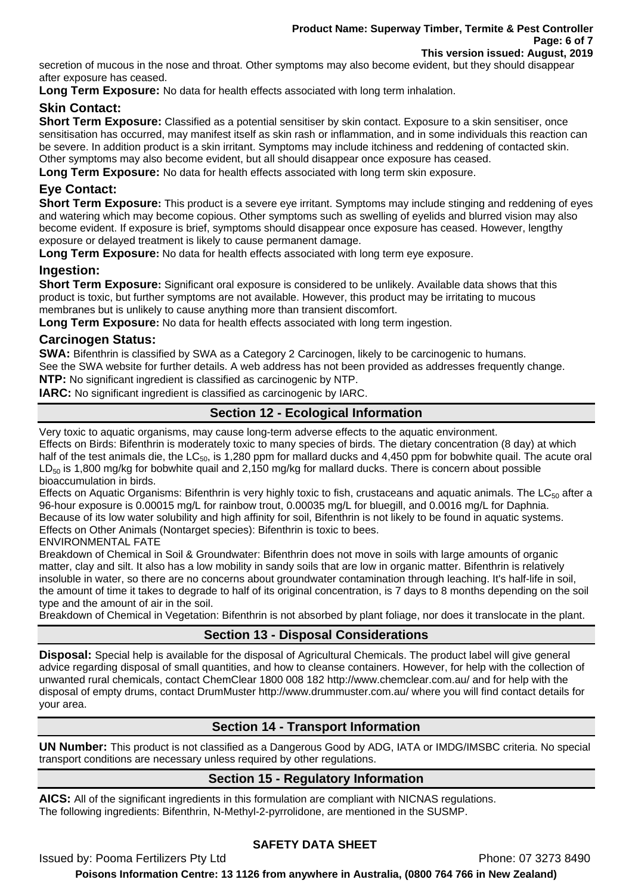secretion of mucous in the nose and throat. Other symptoms may also become evident, but they should disappear after exposure has ceased.

**Long Term Exposure:** No data for health effects associated with long term inhalation.

### Skin Contact:

**Short Term Exposure:** Classified as a potential sensitiser by skin contact. Exposure to a skin sensitiser, once sensitisation has occurred, may manifest itself as skin rash or inflammation, and in some individuals this reaction can be severe. In addition product is a skin irritant. Symptoms may include itchiness and reddening of contacted skin. Other symptoms may also become evident, but all should disappear once exposure has ceased.

**Long Term Exposure:** No data for health effects associated with long term skin exposure.

### Eye Contact:

**Short Term Exposure:** This product is a severe eye irritant. Symptoms may include stinging and reddening of eyes and watering which may become copious. Other symptoms such as swelling of eyelids and blurred vision may also become evident. If exposure is brief, symptoms should disappear once exposure has ceased. However, lengthy exposure or delayed treatment is likely to cause permanent damage.

**Long Term Exposure:** No data for health effects associated with long term eye exposure.

### Ingestion:

**Short Term Exposure:** Significant oral exposure is considered to be unlikely. Available data shows that this product is toxic, but further symptoms are not available. However, this product may be irritating to mucous membranes but is unlikely to cause anything more than transient discomfort.

**Long Term Exposure:** No data for health effects associated with long term ingestion.

### Carcinogen Status:

**SWA:** Bifenthrin is classified by SWA as a Category 2 Carcinogen, likely to be carcinogenic to humans.
See the SWA website for further details. A web address has not been provided as addresses frequently change.

**NTP:** No significant ingredient is classified as carcinogenic by NTP.

**IARC:** No significant ingredient is classified as carcinogenic by IARC.

## Section 12 - Ecological Information

Very toxic to aquatic organisms, may cause long-term adverse effects to the aquatic environment.
Effects on Birds: Bifenthrin is moderately toxic to many species of birds. The dietary concentration (8 day) at which half of the test animals die, the $LC_{50}$, is 1,280 ppm for mallard ducks and 4,450 ppm for bobwhite quail. The acute oral $LD_{50}$ is 1,800 mg/kg for bobwhite quail and 2,150 mg/kg for mallard ducks. There is concern about possible bioaccumulation in birds.
Effects on Aquatic Organisms: Bifenthrin is very highly toxic to fish, crustaceans and aquatic animals. The $LC_{50}$ after a 96-hour exposure is 0.00015 mg/L for rainbow trout, 0.00035 mg/L for bluegill, and 0.0016 mg/L for Daphnia. Because of its low water solubility and high affinity for soil, Bifenthrin is not likely to be found in aquatic systems.
Effects on Other Animals (Nontarget species): Bifenthrin is toxic to bees.
ENVIRONMENTAL FATE
Breakdown of Chemical in Soil & Groundwater: Bifenthrin does not move in soils with large amounts of organic matter, clay and silt. It also has a low mobility in sandy soils that are low in organic matter. Bifenthrin is relatively insoluble in water, so there are no concerns about groundwater contamination through leaching. It's half-life in soil, the amount of time it takes to degrade to half of its original concentration, is 7 days to 8 months depending on the soil type and the amount of air in the soil.
Breakdown of Chemical in Vegetation: Bifenthrin is not absorbed by plant foliage, nor does it translocate in the plant.

## Section 13 - Disposal Considerations

**Disposal:** Special help is available for the disposal of Agricultural Chemicals. The product label will give general advice regarding disposal of small quantities, and how to cleanse containers. However, for help with the collection of unwanted rural chemicals, contact ChemClear 1800 008 182 http://www.chemclear.com.au/ and for help with the disposal of empty drums, contact DrumMuster http://www.drummuster.com.au/ where you will find contact details for your area.

## Section 14 - Transport Information

**UN Number:** This product is not classified as a Dangerous Good by ADG, IATA or IMDG/IMSBC criteria. No special transport conditions are necessary unless required by other regulations.

## Section 15 - Regulatory Information

**AICS:** All of the significant ingredients in this formulation are compliant with NICNAS regulations.
The following ingredients: Bifenthrin, N-Methyl-2-pyrrolidone, are mentioned in the SUSMP.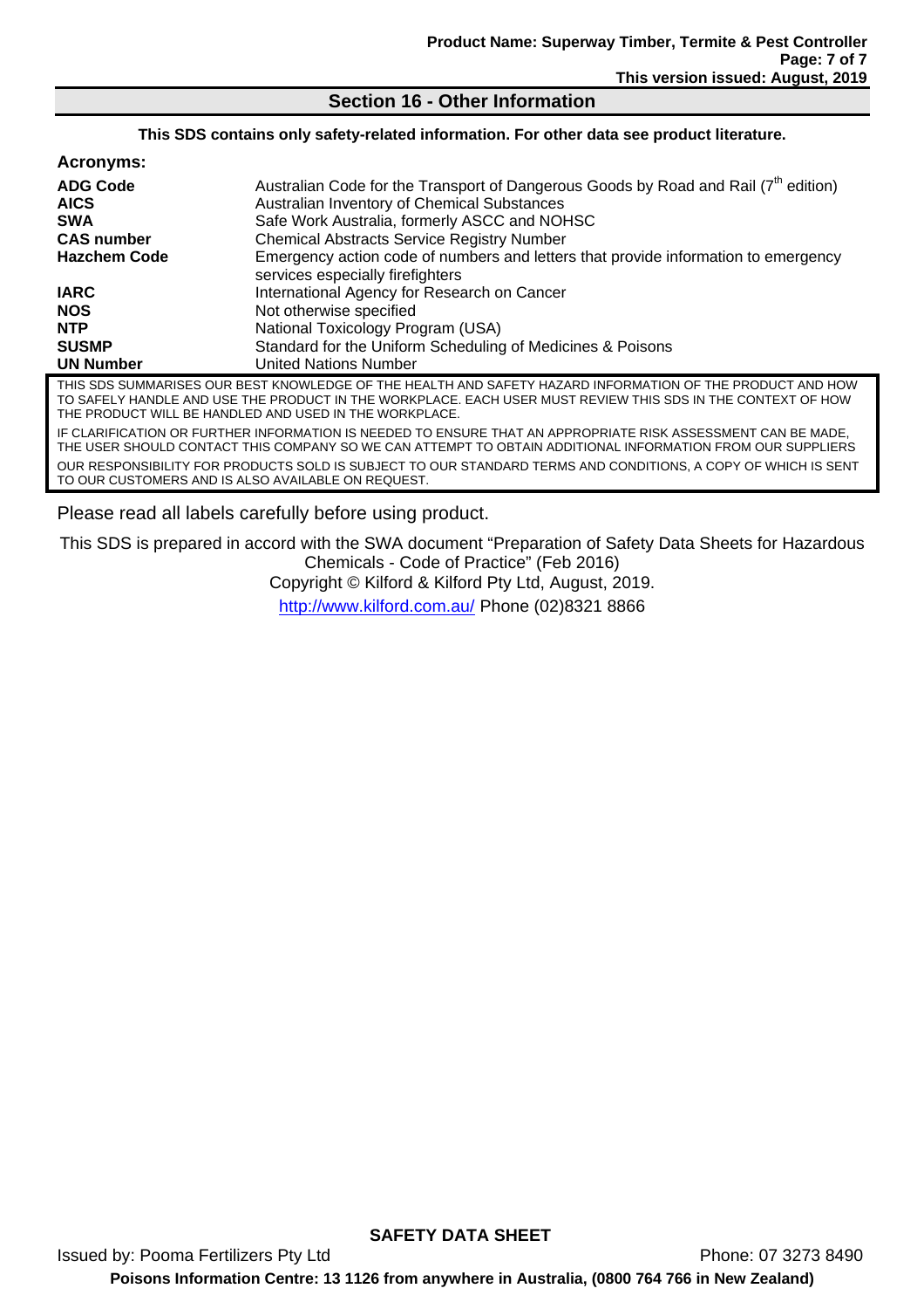## Section 16 - Other Information

**This SDS contains only safety-related information. For other data see product literature.**

**Acronyms:**

| | |
|---|---|
| **ADG Code** | Australian Code for the Transport of Dangerous Goods by Road and Rail (7th edition) |
| **AICS** | Australian Inventory of Chemical Substances |
| **SWA** | Safe Work Australia, formerly ASCC and NOHSC |
| **CAS number** | Chemical Abstracts Service Registry Number |
| **Hazchem Code** | Emergency action code of numbers and letters that provide information to emergency services especially firefighters |
| **IARC** | International Agency for Research on Cancer |
| **NOS** | Not otherwise specified |
| **NTP** | National Toxicology Program (USA) |
| **SUSMP** | Standard for the Uniform Scheduling of Medicines & Poisons |
| **UN Number** | United Nations Number |

THIS SDS SUMMARISES OUR BEST KNOWLEDGE OF THE HEALTH AND SAFETY HAZARD INFORMATION OF THE PRODUCT AND HOW TO SAFELY HANDLE AND USE THE PRODUCT IN THE WORKPLACE. EACH USER MUST REVIEW THIS SDS IN THE CONTEXT OF HOW THE PRODUCT WILL BE HANDLED AND USED IN THE WORKPLACE.

IF CLARIFICATION OR FURTHER INFORMATION IS NEEDED TO ENSURE THAT AN APPROPRIATE RISK ASSESSMENT CAN BE MADE, THE USER SHOULD CONTACT THIS COMPANY SO WE CAN ATTEMPT TO OBTAIN ADDITIONAL INFORMATION FROM OUR SUPPLIERS

OUR RESPONSIBILITY FOR PRODUCTS SOLD IS SUBJECT TO OUR STANDARD TERMS AND CONDITIONS, A COPY OF WHICH IS SENT TO OUR CUSTOMERS AND IS ALSO AVAILABLE ON REQUEST.

Please read all labels carefully before using product.

This SDS is prepared in accord with the SWA document "Preparation of Safety Data Sheets for Hazardous Chemicals - Code of Practice" (Feb 2016)

Copyright © Kilford & Kilford Pty Ltd, August, 2019.

http://www.kilford.com.au/ Phone (02)8321 8866